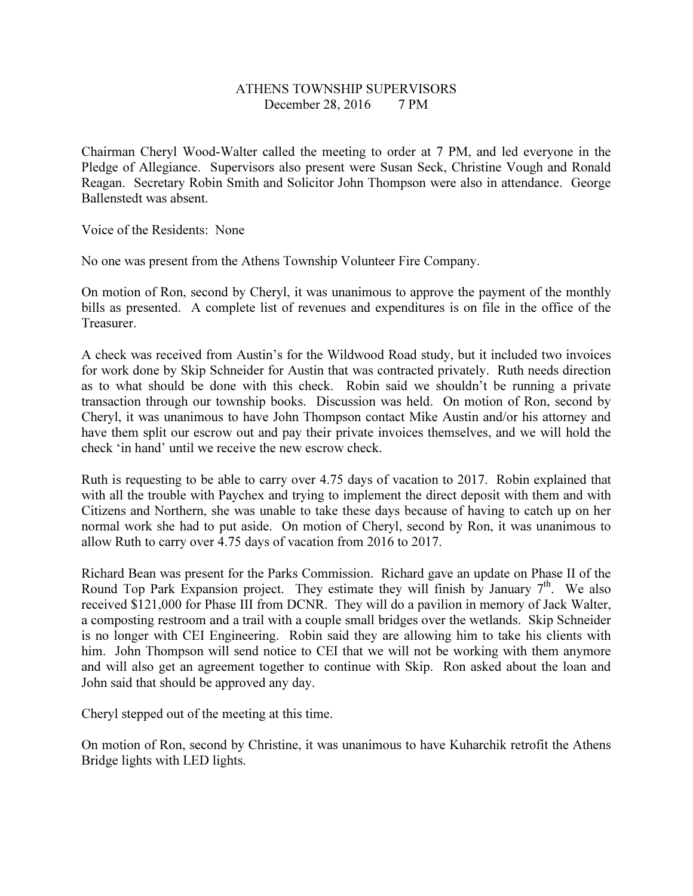# ATHENS TOWNSHIP SUPERVISORS
December 28, 2016 7 PM

Chairman Cheryl Wood-Walter called the meeting to order at 7 PM, and led everyone in the Pledge of Allegiance. Supervisors also present were Susan Seck, Christine Vough and Ronald Reagan. Secretary Robin Smith and Solicitor John Thompson were also in attendance. George Ballenstedt was absent.

Voice of the Residents: None

No one was present from the Athens Township Volunteer Fire Company.

On motion of Ron, second by Cheryl, it was unanimous to approve the payment of the monthly bills as presented. A complete list of revenues and expenditures is on file in the office of the Treasurer.

A check was received from Austin's for the Wildwood Road study, but it included two invoices for work done by Skip Schneider for Austin that was contracted privately. Ruth needs direction as to what should be done with this check. Robin said we shouldn't be running a private transaction through our township books. Discussion was held. On motion of Ron, second by Cheryl, it was unanimous to have John Thompson contact Mike Austin and/or his attorney and have them split our escrow out and pay their private invoices themselves, and we will hold the check 'in hand' until we receive the new escrow check.

Ruth is requesting to be able to carry over 4.75 days of vacation to 2017. Robin explained that with all the trouble with Paychex and trying to implement the direct deposit with them and with Citizens and Northern, she was unable to take these days because of having to catch up on her normal work she had to put aside. On motion of Cheryl, second by Ron, it was unanimous to allow Ruth to carry over 4.75 days of vacation from 2016 to 2017.

Richard Bean was present for the Parks Commission. Richard gave an update on Phase II of the Round Top Park Expansion project. They estimate they will finish by January 7th. We also received $121,000 for Phase III from DCNR. They will do a pavilion in memory of Jack Walter, a composting restroom and a trail with a couple small bridges over the wetlands. Skip Schneider is no longer with CEI Engineering. Robin said they are allowing him to take his clients with him. John Thompson will send notice to CEI that we will not be working with them anymore and will also get an agreement together to continue with Skip. Ron asked about the loan and John said that should be approved any day.

Cheryl stepped out of the meeting at this time.

On motion of Ron, second by Christine, it was unanimous to have Kuharchik retrofit the Athens Bridge lights with LED lights.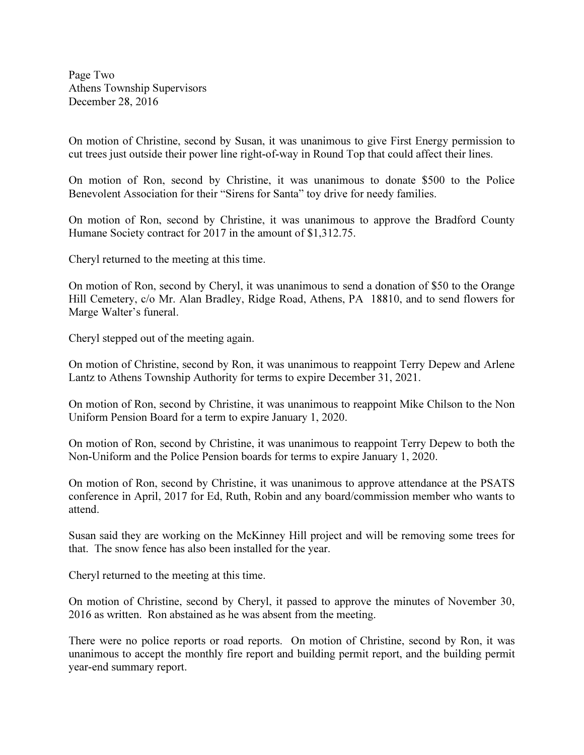On motion of Christine, second by Susan, it was unanimous to give First Energy permission to cut trees just outside their power line right-of-way in Round Top that could affect their lines.

On motion of Ron, second by Christine, it was unanimous to donate $500 to the Police Benevolent Association for their "Sirens for Santa" toy drive for needy families.

On motion of Ron, second by Christine, it was unanimous to approve the Bradford County Humane Society contract for 2017 in the amount of $1,312.75.

Cheryl returned to the meeting at this time.

On motion of Ron, second by Cheryl, it was unanimous to send a donation of $50 to the Orange Hill Cemetery, c/o Mr. Alan Bradley, Ridge Road, Athens, PA 18810, and to send flowers for Marge Walter's funeral.

Cheryl stepped out of the meeting again.

On motion of Christine, second by Ron, it was unanimous to reappoint Terry Depew and Arlene Lantz to Athens Township Authority for terms to expire December 31, 2021.

On motion of Ron, second by Christine, it was unanimous to reappoint Mike Chilson to the Non Uniform Pension Board for a term to expire January 1, 2020.

On motion of Ron, second by Christine, it was unanimous to reappoint Terry Depew to both the Non-Uniform and the Police Pension boards for terms to expire January 1, 2020.

On motion of Ron, second by Christine, it was unanimous to approve attendance at the PSATS conference in April, 2017 for Ed, Ruth, Robin and any board/commission member who wants to attend.

Susan said they are working on the McKinney Hill project and will be removing some trees for that. The snow fence has also been installed for the year.

Cheryl returned to the meeting at this time.

On motion of Christine, second by Cheryl, it passed to approve the minutes of November 30, 2016 as written. Ron abstained as he was absent from the meeting.

There were no police reports or road reports. On motion of Christine, second by Ron, it was unanimous to accept the monthly fire report and building permit report, and the building permit year-end summary report.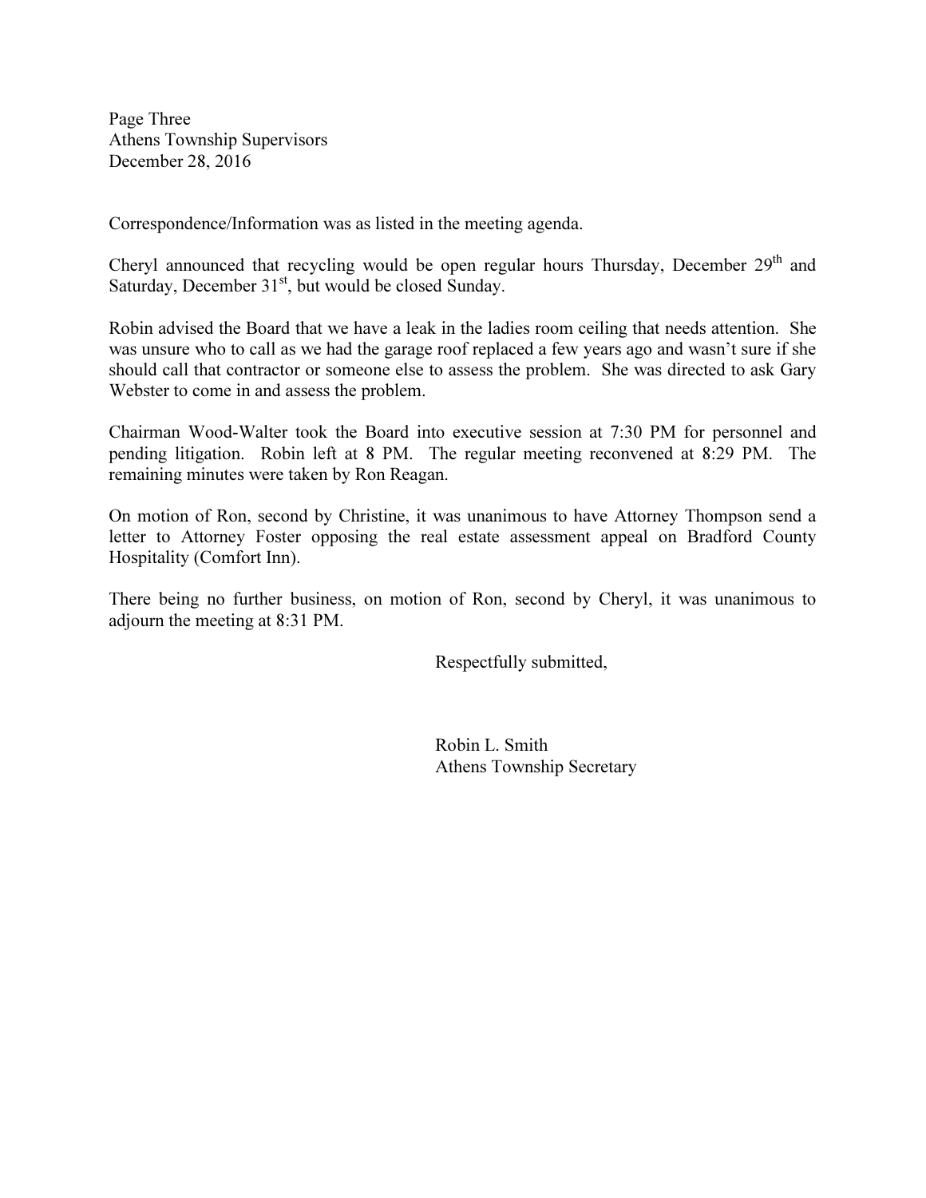Correspondence/Information was as listed in the meeting agenda.

Cheryl announced that recycling would be open regular hours Thursday, December 29th and Saturday, December 31st, but would be closed Sunday.

Robin advised the Board that we have a leak in the ladies room ceiling that needs attention. She was unsure who to call as we had the garage roof replaced a few years ago and wasn't sure if she should call that contractor or someone else to assess the problem. She was directed to ask Gary Webster to come in and assess the problem.

Chairman Wood-Walter took the Board into executive session at 7:30 PM for personnel and pending litigation. Robin left at 8 PM. The regular meeting reconvened at 8:29 PM. The remaining minutes were taken by Ron Reagan.

On motion of Ron, second by Christine, it was unanimous to have Attorney Thompson send a letter to Attorney Foster opposing the real estate assessment appeal on Bradford County Hospitality (Comfort Inn).

There being no further business, on motion of Ron, second by Cheryl, it was unanimous to adjourn the meeting at 8:31 PM.

Respectfully submitted,

Robin L. Smith
Athens Township Secretary